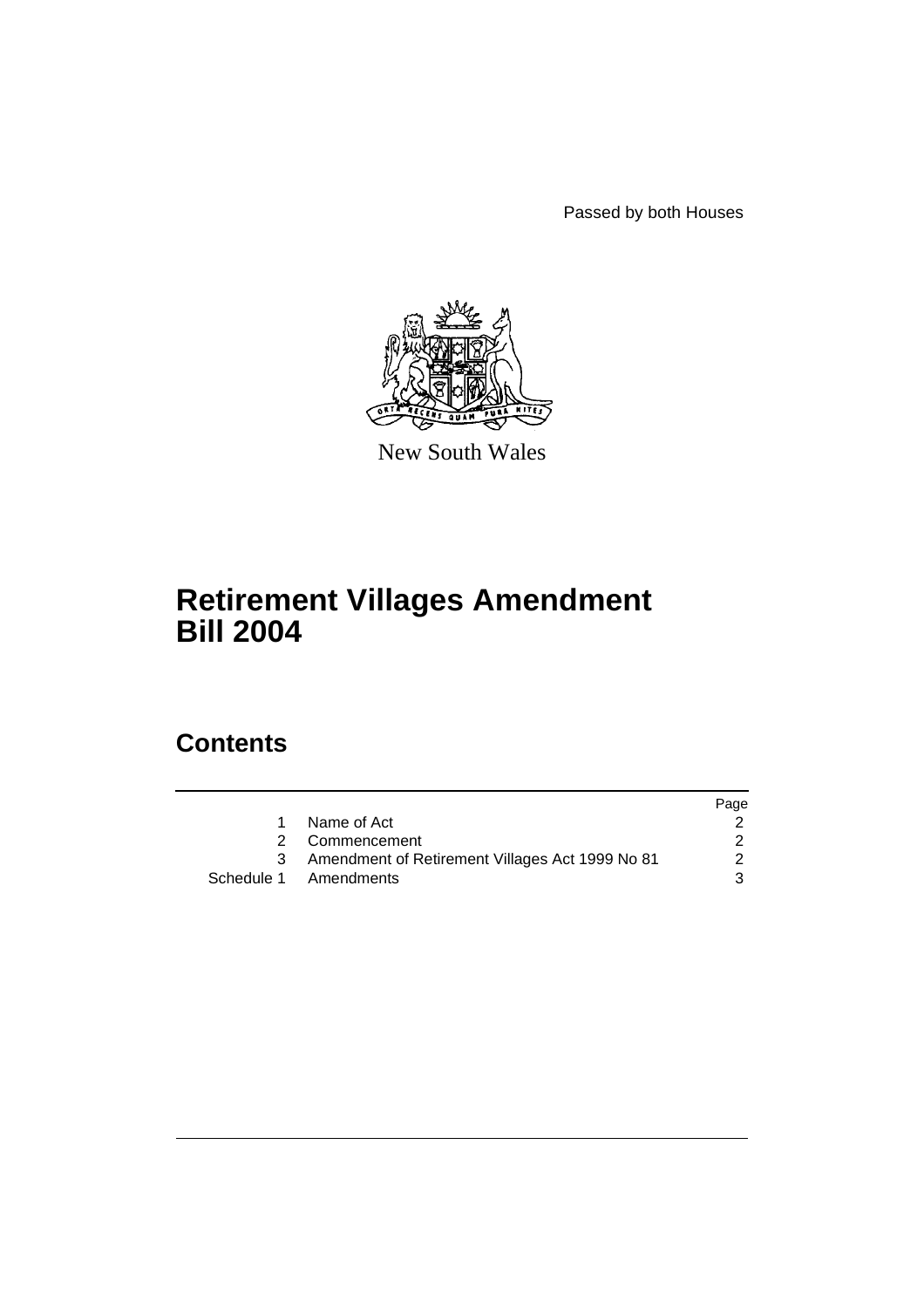Passed by both Houses

New South Wales

# Retirement Villages Amendment Bill 2004

## Contents

| | | Page |
|---|---|---|
| 1 | Name of Act | 2 |
| 2 | Commencement | 2 |
| 3 | Amendment of Retirement Villages Act 1999 No 81 | 2 |
| Schedule 1 | Amendments | 3 |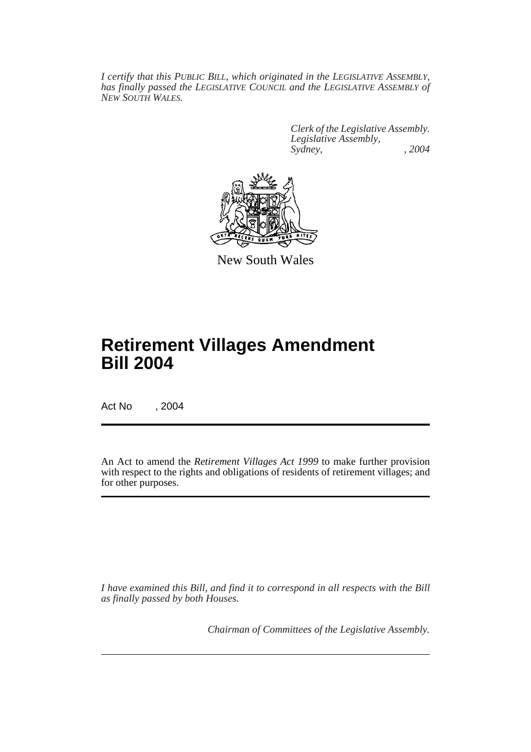*I certify that this PUBLIC BILL, which originated in the LEGISLATIVE ASSEMBLY, has finally passed the LEGISLATIVE COUNCIL and the LEGISLATIVE ASSEMBLY of NEW SOUTH WALES.*

*Clerk of the Legislative Assembly.*
*Legislative Assembly,*
*Sydney, , 2004*

New South Wales

# Retirement Villages Amendment Bill 2004

Act No , 2004

An Act to amend the *Retirement Villages Act 1999* to make further provision with respect to the rights and obligations of residents of retirement villages; and for other purposes.

*I have examined this Bill, and find it to correspond in all respects with the Bill as finally passed by both Houses.*

*Chairman of Committees of the Legislative Assembly.*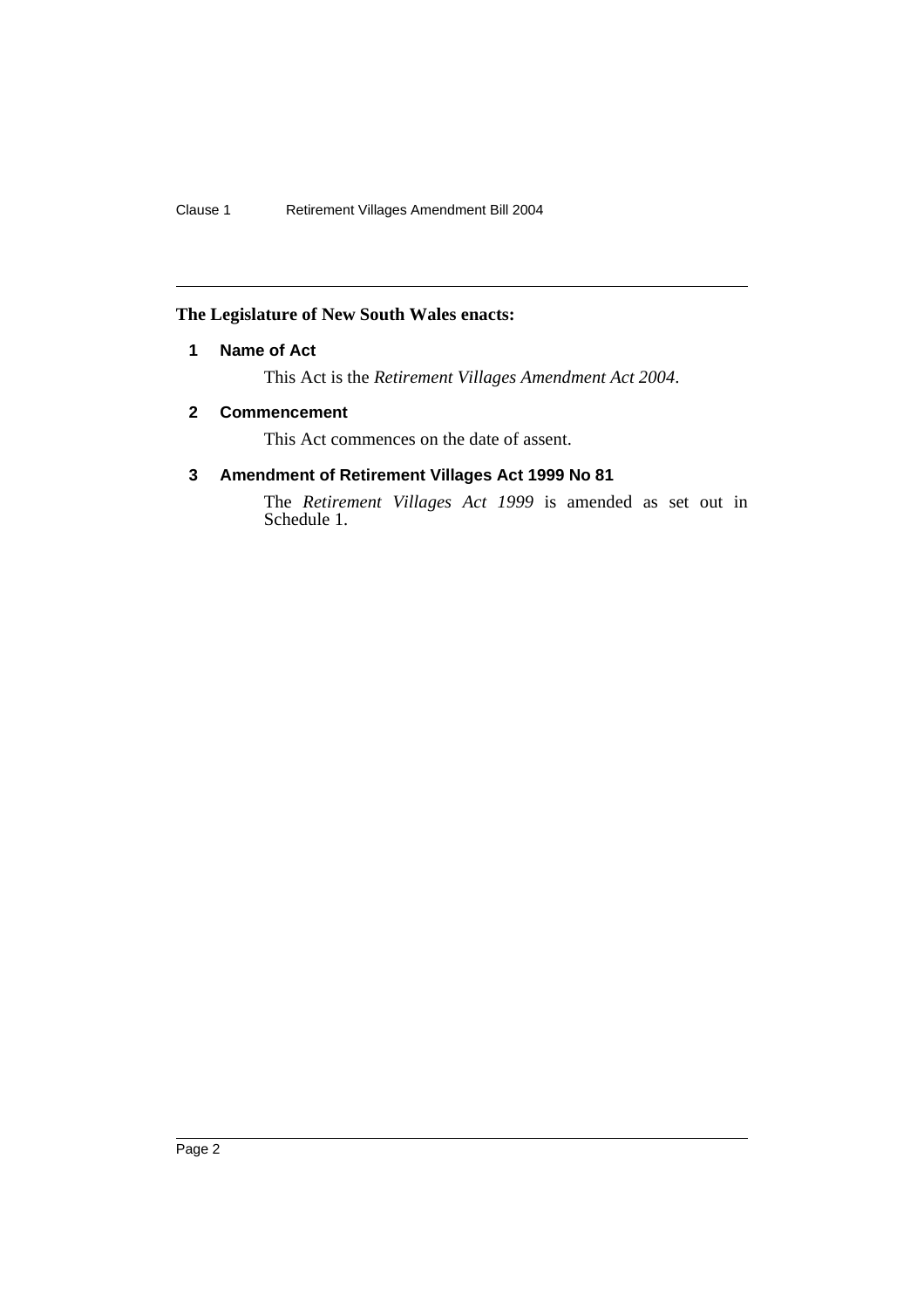**The Legislature of New South Wales enacts:**

## 1 Name of Act

This Act is the *Retirement Villages Amendment Act 2004*.

## 2 Commencement

This Act commences on the date of assent.

## 3 Amendment of Retirement Villages Act 1999 No 81

The *Retirement Villages Act 1999* is amended as set out in Schedule 1.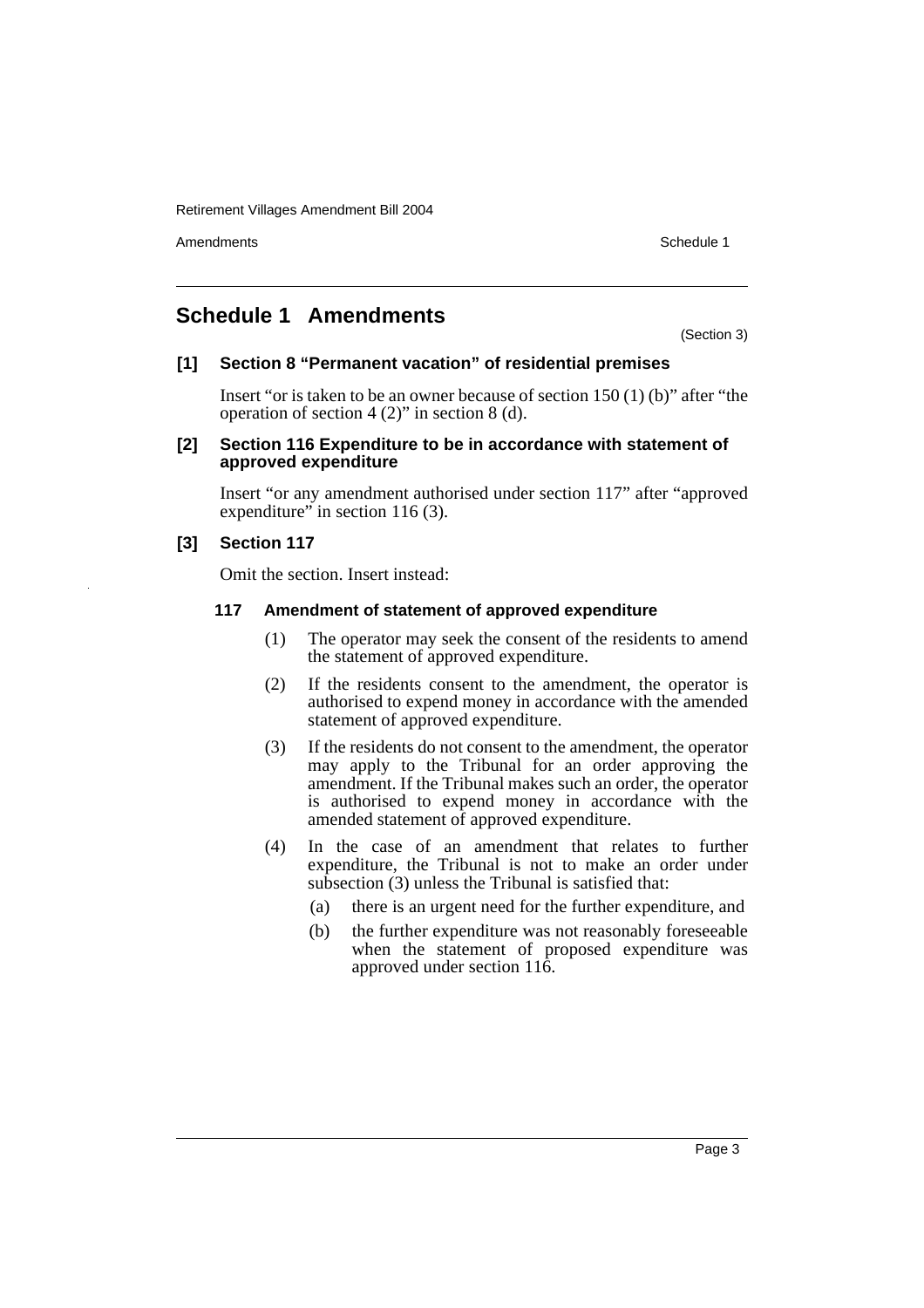## Schedule 1 Amendments

(Section 3)

### [1] Section 8 "Permanent vacation" of residential premises

Insert "or is taken to be an owner because of section 150 (1) (b)" after "the operation of section 4 (2)" in section 8 (d).

### [2] Section 116 Expenditure to be in accordance with statement of approved expenditure

Insert "or any amendment authorised under section 117" after "approved expenditure" in section 116 (3).

### [3] Section 117

Omit the section. Insert instead:

**117 Amendment of statement of approved expenditure**

(1) The operator may seek the consent of the residents to amend the statement of approved expenditure.

(2) If the residents consent to the amendment, the operator is authorised to expend money in accordance with the amended statement of approved expenditure.

(3) If the residents do not consent to the amendment, the operator may apply to the Tribunal for an order approving the amendment. If the Tribunal makes such an order, the operator is authorised to expend money in accordance with the amended statement of approved expenditure.

(4) In the case of an amendment that relates to further expenditure, the Tribunal is not to make an order under subsection (3) unless the Tribunal is satisfied that:

(a) there is an urgent need for the further expenditure, and

(b) the further expenditure was not reasonably foreseeable when the statement of proposed expenditure was approved under section 116.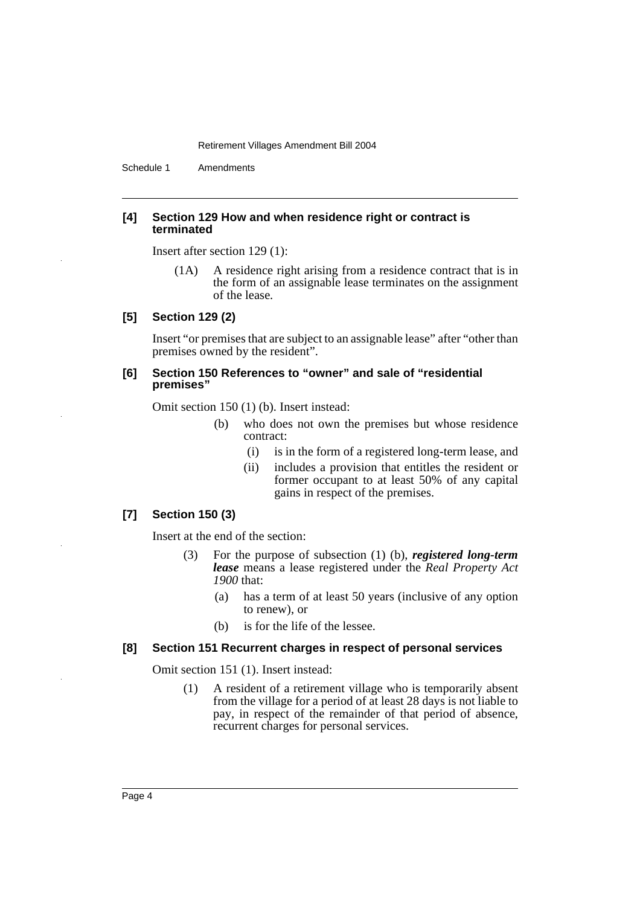### [4] Section 129 How and when residence right or contract is terminated

Insert after section 129 (1):

> (1A) A residence right arising from a residence contract that is in the form of an assignable lease terminates on the assignment of the lease.

### [5] Section 129 (2)

Insert "or premises that are subject to an assignable lease" after "other than premises owned by the resident".

### [6] Section 150 References to "owner" and sale of "residential premises"

Omit section 150 (1) (b). Insert instead:

> (b) who does not own the premises but whose residence contract:
>
> (i) is in the form of a registered long-term lease, and
>
> (ii) includes a provision that entitles the resident or former occupant to at least 50% of any capital gains in respect of the premises.

### [7] Section 150 (3)

Insert at the end of the section:

> (3) For the purpose of subsection (1) (b), ***registered long-term lease*** means a lease registered under the *Real Property Act 1900* that:
>
> (a) has a term of at least 50 years (inclusive of any option to renew), or
>
> (b) is for the life of the lessee.

### [8] Section 151 Recurrent charges in respect of personal services

Omit section 151 (1). Insert instead:

> (1) A resident of a retirement village who is temporarily absent from the village for a period of at least 28 days is not liable to pay, in respect of the remainder of that period of absence, recurrent charges for personal services.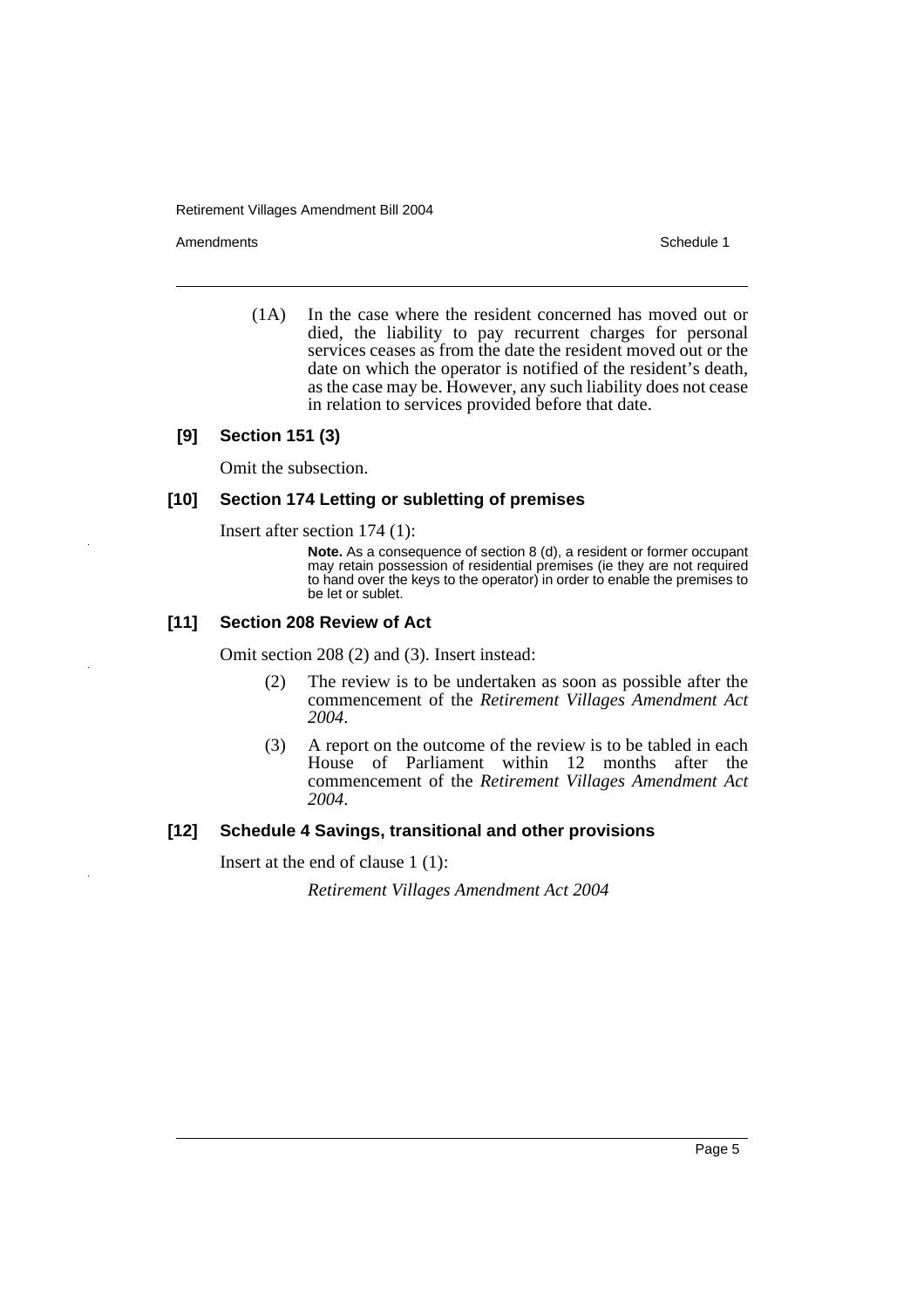(1A) In the case where the resident concerned has moved out or died, the liability to pay recurrent charges for personal services ceases as from the date the resident moved out or the date on which the operator is notified of the resident's death, as the case may be. However, any such liability does not cease in relation to services provided before that date.

### [9] Section 151 (3)

Omit the subsection.

### [10] Section 174 Letting or subletting of premises

Insert after section 174 (1):

> **Note.** As a consequence of section 8 (d), a resident or former occupant may retain possession of residential premises (ie they are not required to hand over the keys to the operator) in order to enable the premises to be let or sublet.

### [11] Section 208 Review of Act

Omit section 208 (2) and (3). Insert instead:

(2) The review is to be undertaken as soon as possible after the commencement of the *Retirement Villages Amendment Act 2004*.

(3) A report on the outcome of the review is to be tabled in each House of Parliament within 12 months after the commencement of the *Retirement Villages Amendment Act 2004*.

### [12] Schedule 4 Savings, transitional and other provisions

Insert at the end of clause 1 (1):

*Retirement Villages Amendment Act 2004*